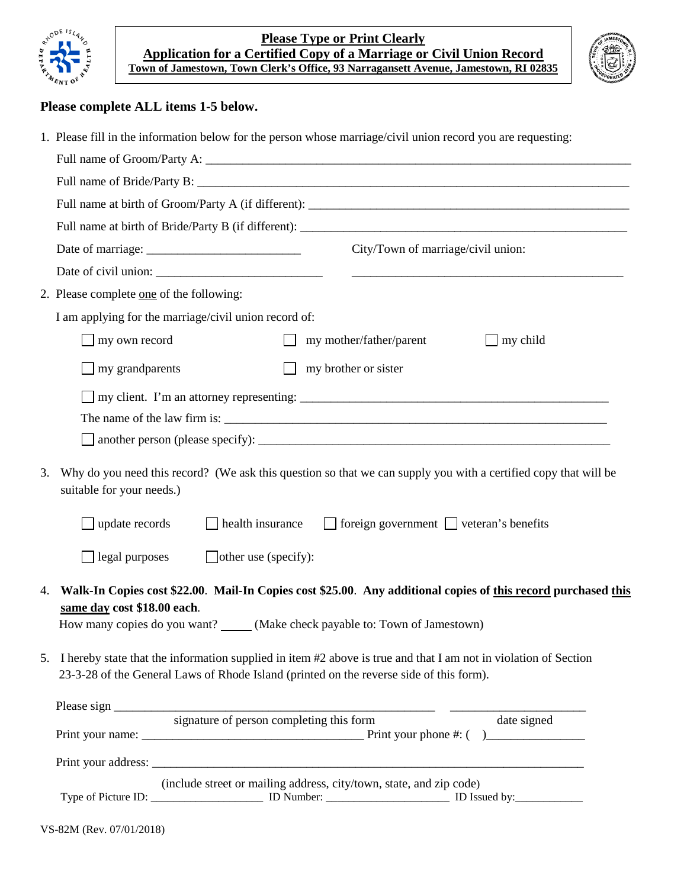**Please Type or Print Clearly**

**Application for a Certified Copy of a Marriage or Civil Union Record**

**Town of Jamestown, Town Clerk's Office, 93 Narragansett Avenue, Jamestown, RI 02835**

**Please complete ALL items 1-5 below.**

1. Please fill in the information below for the person whose marriage/civil union record you are requesting:

   Full name of Groom/Party A: ______________________________

   Full name of Bride/Party B: ______________________________

   Full name at birth of Groom/Party A (if different): ______________________________

   Full name at birth of Bride/Party B (if different): ______________________________

   Date of marriage: ______________________ City/Town of marriage/civil union:

   Date of civil union: ______________________ ______________________

2. Please complete one of the following:

   I am applying for the marriage/civil union record of:

   ☐ my own record ☐ my mother/father/parent ☐ my child

   ☐ my grandparents ☐ my brother or sister

   ☐ my client. I'm an attorney representing: ______________________________

   The name of the law firm is: ______________________________

   ☐ another person (please specify): ______________________________

3. Why do you need this record? (We ask this question so that we can supply you with a certified copy that will be suitable for your needs.)

   ☐ update records ☐ health insurance ☐ foreign government ☐ veteran's benefits

   ☐ legal purposes ☐ other use (specify):

4. **Walk-In Copies cost $22.00. Mail-In Copies cost $25.00. Any additional copies of this record purchased this same day cost $18.00 each.**

   How many copies do you want? _____ (Make check payable to: Town of Jamestown)

5. I hereby state that the information supplied in item #2 above is true and that I am not in violation of Section 23-3-28 of the General Laws of Rhode Island (printed on the reverse side of this form).

Please sign ______________________________ ______________________

signature of person completing this form — date signed

Print your name: ______________________________ Print your phone #: ( )________________

Print your address: ______________________________

(include street or mailing address, city/town, state, and zip code)

Type of Picture ID: ___________________ ID Number: _____________________ ID Issued by:___________

VS-82M (Rev. 07/01/2018)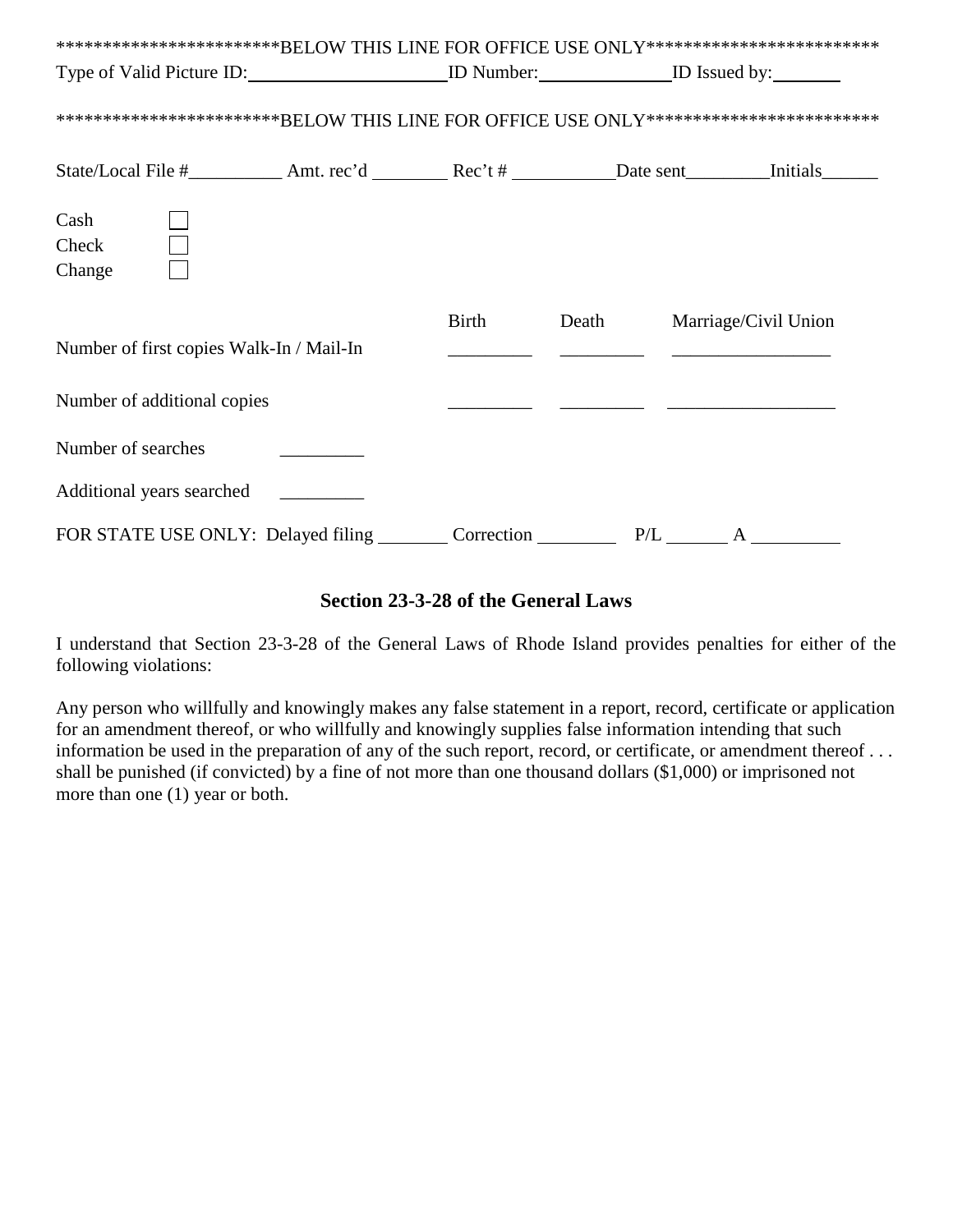\*\*\*\*\*\*\*\*\*\*\*\*\*\*\*\*\*\*\*\*\*\*\*\*BELOW THIS LINE FOR OFFICE USE ONLY\*\*\*\*\*\*\*\*\*\*\*\*\*\*\*\*\*\*\*\*\*\*\*\*\*\*

Type of Valid Picture ID:\_\_\_\_\_\_\_\_\_\_\_\_\_\_\_\_\_\_\_\_\_\_ ID Number:\_\_\_\_\_\_\_\_\_\_\_\_\_\_\_ ID Issued by:\_\_\_\_\_\_\_\_

\*\*\*\*\*\*\*\*\*\*\*\*\*\*\*\*\*\*\*\*\*\*\*\*BELOW THIS LINE FOR OFFICE USE ONLY\*\*\*\*\*\*\*\*\*\*\*\*\*\*\*\*\*\*\*\*\*\*\*\*\*\*

State/Local File #\_\_\_\_\_\_\_\_\_\_ Amt. rec'd \_\_\_\_\_\_\_\_ Rec't # \_\_\_\_\_\_\_\_\_\_\_ Date sent\_\_\_\_\_\_\_\_\_ Initials\_\_\_\_\_\_

- ☐ Cash
- ☐ Check
- ☐ Change

| | Birth | Death | Marriage/Civil Union |
|---|---|---|---|
| Number of first copies Walk-In / Mail-In | \_\_\_\_\_\_\_\_\_ | \_\_\_\_\_\_\_\_\_ | \_\_\_\_\_\_\_\_\_\_\_\_\_\_\_\_\_ |
| Number of additional copies | \_\_\_\_\_\_\_\_\_ | \_\_\_\_\_\_\_\_\_ | \_\_\_\_\_\_\_\_\_\_\_\_\_\_\_\_\_\_ |

Number of searches \_\_\_\_\_\_\_\_\_

Additional years searched \_\_\_\_\_\_\_\_\_

FOR STATE USE ONLY: Delayed filing \_\_\_\_\_\_\_\_ Correction \_\_\_\_\_\_\_\_\_ P/L \_\_\_\_\_\_\_ A \_\_\_\_\_\_\_\_\_\_

## Section 23-3-28 of the General Laws

I understand that Section 23-3-28 of the General Laws of Rhode Island provides penalties for either of the following violations:

Any person who willfully and knowingly makes any false statement in a report, record, certificate or application for an amendment thereof, or who willfully and knowingly supplies false information intending that such information be used in the preparation of any of the such report, record, or certificate, or amendment thereof . . . shall be punished (if convicted) by a fine of not more than one thousand dollars ($1,000) or imprisoned not more than one (1) year or both.